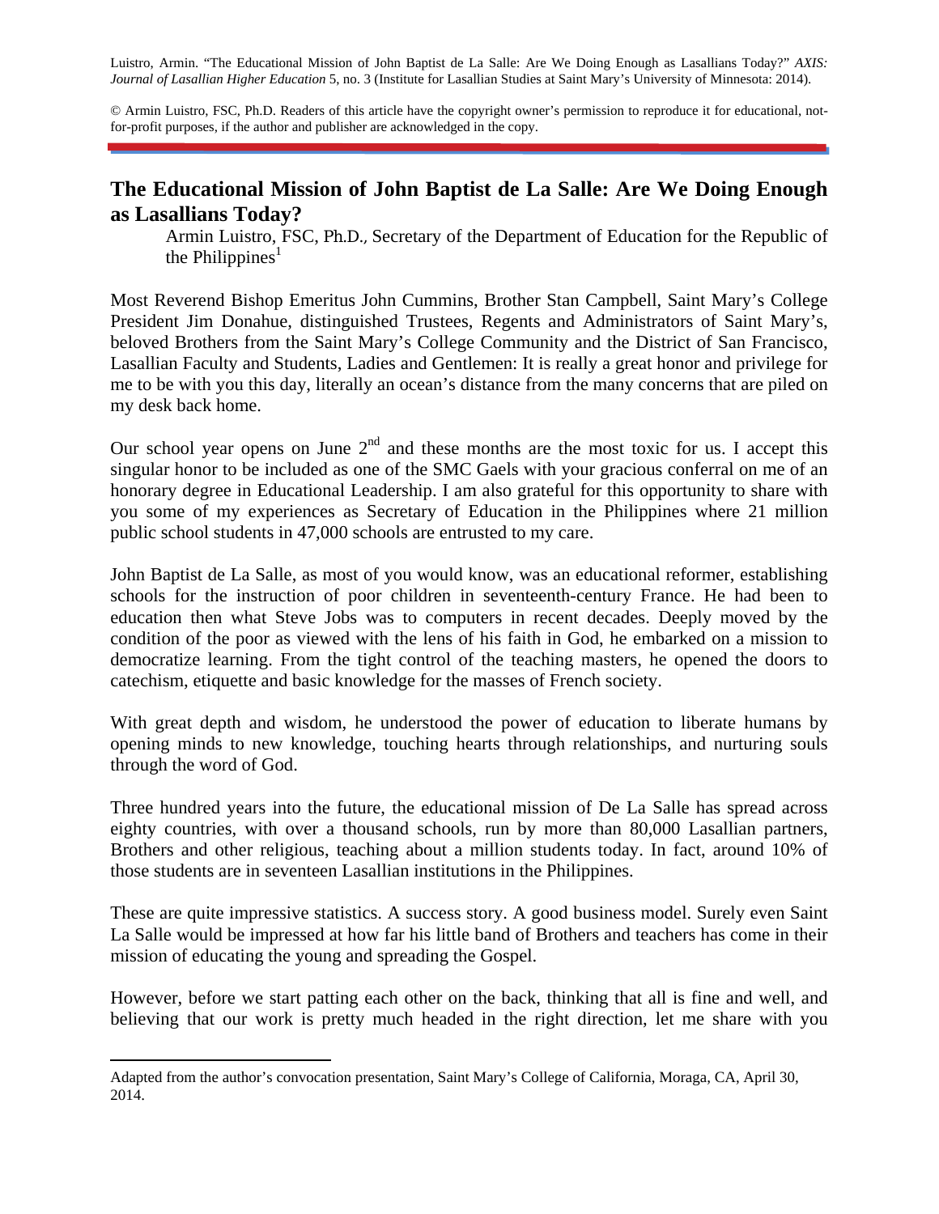Luistro, Armin. "The Educational Mission of John Baptist de La Salle: Are We Doing Enough as Lasallians Today?" *AXIS: Journal of Lasallian Higher Education* 5, no. 3 (Institute for Lasallian Studies at Saint Mary's University of Minnesota: 2014).

© Armin Luistro, FSC, Ph.D. Readers of this article have the copyright owner's permission to reproduce it for educational, not-for-profit purposes, if the author and publisher are acknowledged in the copy.

## The Educational Mission of John Baptist de La Salle: Are We Doing Enough as Lasallians Today?

Armin Luistro, FSC, Ph.D., Secretary of the Department of Education for the Republic of the Philippines[1]

Most Reverend Bishop Emeritus John Cummins, Brother Stan Campbell, Saint Mary's College President Jim Donahue, distinguished Trustees, Regents and Administrators of Saint Mary's, beloved Brothers from the Saint Mary's College Community and the District of San Francisco, Lasallian Faculty and Students, Ladies and Gentlemen: It is really a great honor and privilege for me to be with you this day, literally an ocean's distance from the many concerns that are piled on my desk back home.

Our school year opens on June 2nd and these months are the most toxic for us. I accept this singular honor to be included as one of the SMC Gaels with your gracious conferral on me of an honorary degree in Educational Leadership. I am also grateful for this opportunity to share with you some of my experiences as Secretary of Education in the Philippines where 21 million public school students in 47,000 schools are entrusted to my care.

John Baptist de La Salle, as most of you would know, was an educational reformer, establishing schools for the instruction of poor children in seventeenth-century France. He had been to education then what Steve Jobs was to computers in recent decades. Deeply moved by the condition of the poor as viewed with the lens of his faith in God, he embarked on a mission to democratize learning. From the tight control of the teaching masters, he opened the doors to catechism, etiquette and basic knowledge for the masses of French society.

With great depth and wisdom, he understood the power of education to liberate humans by opening minds to new knowledge, touching hearts through relationships, and nurturing souls through the word of God.

Three hundred years into the future, the educational mission of De La Salle has spread across eighty countries, with over a thousand schools, run by more than 80,000 Lasallian partners, Brothers and other religious, teaching about a million students today. In fact, around 10% of those students are in seventeen Lasallian institutions in the Philippines.

These are quite impressive statistics. A success story. A good business model. Surely even Saint La Salle would be impressed at how far his little band of Brothers and teachers has come in their mission of educating the young and spreading the Gospel.

However, before we start patting each other on the back, thinking that all is fine and well, and believing that our work is pretty much headed in the right direction, let me share with you

---

[1] Adapted from the author's convocation presentation, Saint Mary's College of California, Moraga, CA, April 30, 2014.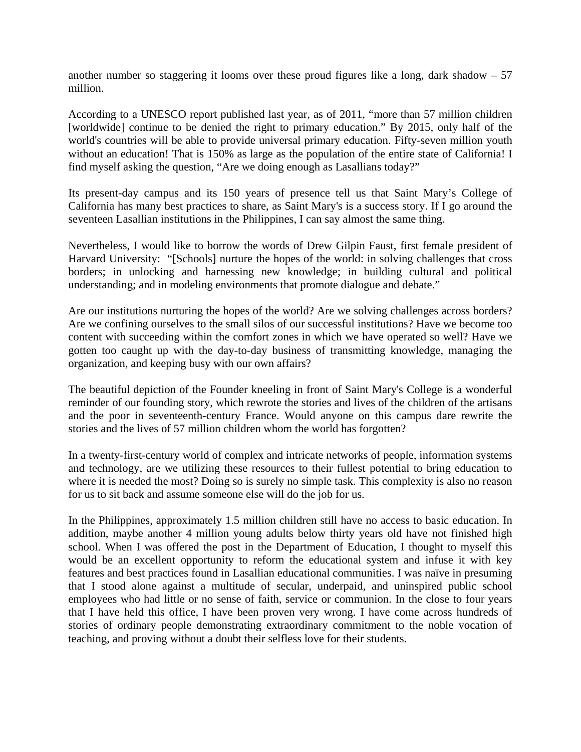another number so staggering it looms over these proud figures like a long, dark shadow – 57 million.

According to a UNESCO report published last year, as of 2011, "more than 57 million children [worldwide] continue to be denied the right to primary education." By 2015, only half of the world's countries will be able to provide universal primary education. Fifty-seven million youth without an education! That is 150% as large as the population of the entire state of California! I find myself asking the question, "Are we doing enough as Lasallians today?"

Its present-day campus and its 150 years of presence tell us that Saint Mary's College of California has many best practices to share, as Saint Mary's is a success story. If I go around the seventeen Lasallian institutions in the Philippines, I can say almost the same thing.

Nevertheless, I would like to borrow the words of Drew Gilpin Faust, first female president of Harvard University: "[Schools] nurture the hopes of the world: in solving challenges that cross borders; in unlocking and harnessing new knowledge; in building cultural and political understanding; and in modeling environments that promote dialogue and debate."

Are our institutions nurturing the hopes of the world? Are we solving challenges across borders? Are we confining ourselves to the small silos of our successful institutions? Have we become too content with succeeding within the comfort zones in which we have operated so well? Have we gotten too caught up with the day-to-day business of transmitting knowledge, managing the organization, and keeping busy with our own affairs?

The beautiful depiction of the Founder kneeling in front of Saint Mary's College is a wonderful reminder of our founding story, which rewrote the stories and lives of the children of the artisans and the poor in seventeenth-century France. Would anyone on this campus dare rewrite the stories and the lives of 57 million children whom the world has forgotten?

In a twenty-first-century world of complex and intricate networks of people, information systems and technology, are we utilizing these resources to their fullest potential to bring education to where it is needed the most? Doing so is surely no simple task. This complexity is also no reason for us to sit back and assume someone else will do the job for us.

In the Philippines, approximately 1.5 million children still have no access to basic education. In addition, maybe another 4 million young adults below thirty years old have not finished high school. When I was offered the post in the Department of Education, I thought to myself this would be an excellent opportunity to reform the educational system and infuse it with key features and best practices found in Lasallian educational communities. I was naïve in presuming that I stood alone against a multitude of secular, underpaid, and uninspired public school employees who had little or no sense of faith, service or communion. In the close to four years that I have held this office, I have been proven very wrong. I have come across hundreds of stories of ordinary people demonstrating extraordinary commitment to the noble vocation of teaching, and proving without a doubt their selfless love for their students.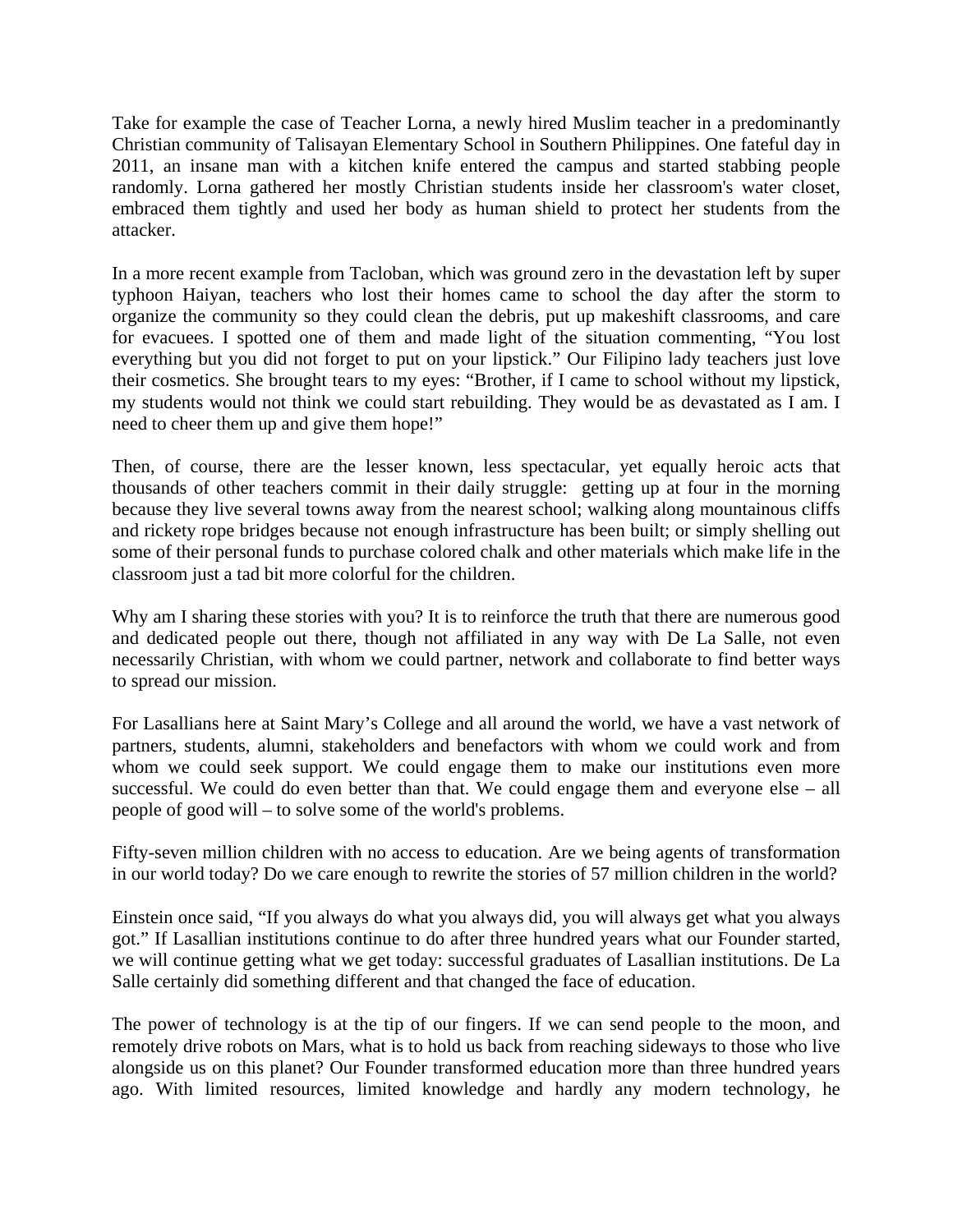Take for example the case of Teacher Lorna, a newly hired Muslim teacher in a predominantly Christian community of Talisayan Elementary School in Southern Philippines. One fateful day in 2011, an insane man with a kitchen knife entered the campus and started stabbing people randomly. Lorna gathered her mostly Christian students inside her classroom's water closet, embraced them tightly and used her body as human shield to protect her students from the attacker.

In a more recent example from Tacloban, which was ground zero in the devastation left by super typhoon Haiyan, teachers who lost their homes came to school the day after the storm to organize the community so they could clean the debris, put up makeshift classrooms, and care for evacuees. I spotted one of them and made light of the situation commenting, "You lost everything but you did not forget to put on your lipstick." Our Filipino lady teachers just love their cosmetics. She brought tears to my eyes: "Brother, if I came to school without my lipstick, my students would not think we could start rebuilding. They would be as devastated as I am. I need to cheer them up and give them hope!"

Then, of course, there are the lesser known, less spectacular, yet equally heroic acts that thousands of other teachers commit in their daily struggle: getting up at four in the morning because they live several towns away from the nearest school; walking along mountainous cliffs and rickety rope bridges because not enough infrastructure has been built; or simply shelling out some of their personal funds to purchase colored chalk and other materials which make life in the classroom just a tad bit more colorful for the children.

Why am I sharing these stories with you? It is to reinforce the truth that there are numerous good and dedicated people out there, though not affiliated in any way with De La Salle, not even necessarily Christian, with whom we could partner, network and collaborate to find better ways to spread our mission.

For Lasallians here at Saint Mary's College and all around the world, we have a vast network of partners, students, alumni, stakeholders and benefactors with whom we could work and from whom we could seek support. We could engage them to make our institutions even more successful. We could do even better than that. We could engage them and everyone else – all people of good will – to solve some of the world's problems.

Fifty-seven million children with no access to education. Are we being agents of transformation in our world today? Do we care enough to rewrite the stories of 57 million children in the world?

Einstein once said, "If you always do what you always did, you will always get what you always got." If Lasallian institutions continue to do after three hundred years what our Founder started, we will continue getting what we get today: successful graduates of Lasallian institutions. De La Salle certainly did something different and that changed the face of education.

The power of technology is at the tip of our fingers. If we can send people to the moon, and remotely drive robots on Mars, what is to hold us back from reaching sideways to those who live alongside us on this planet? Our Founder transformed education more than three hundred years ago. With limited resources, limited knowledge and hardly any modern technology, he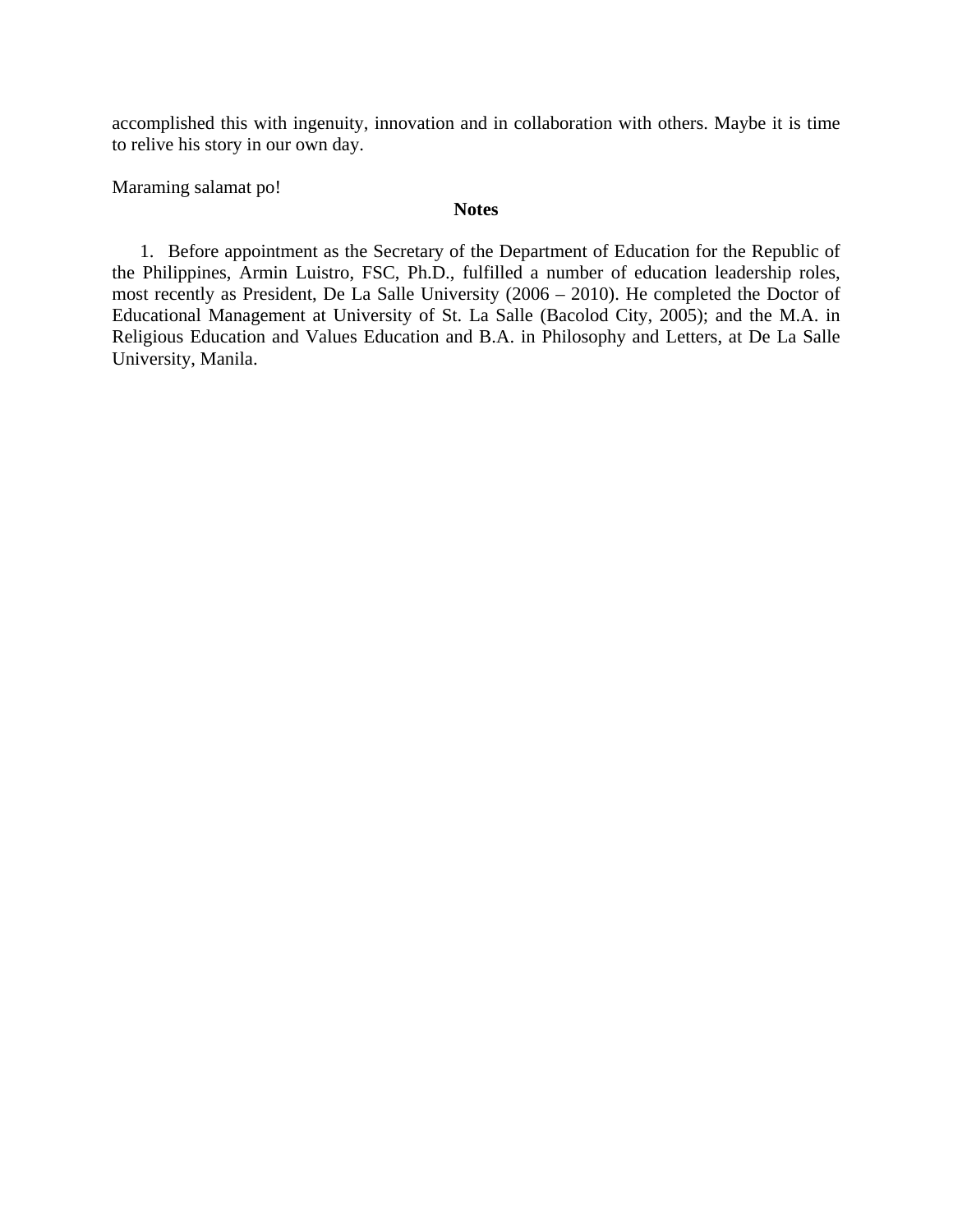accomplished this with ingenuity, innovation and in collaboration with others. Maybe it is time to relive his story in our own day.

Maraming salamat po!

## Notes

1. Before appointment as the Secretary of the Department of Education for the Republic of the Philippines, Armin Luistro, FSC, Ph.D., fulfilled a number of education leadership roles, most recently as President, De La Salle University (2006 – 2010). He completed the Doctor of Educational Management at University of St. La Salle (Bacolod City, 2005); and the M.A. in Religious Education and Values Education and B.A. in Philosophy and Letters, at De La Salle University, Manila.